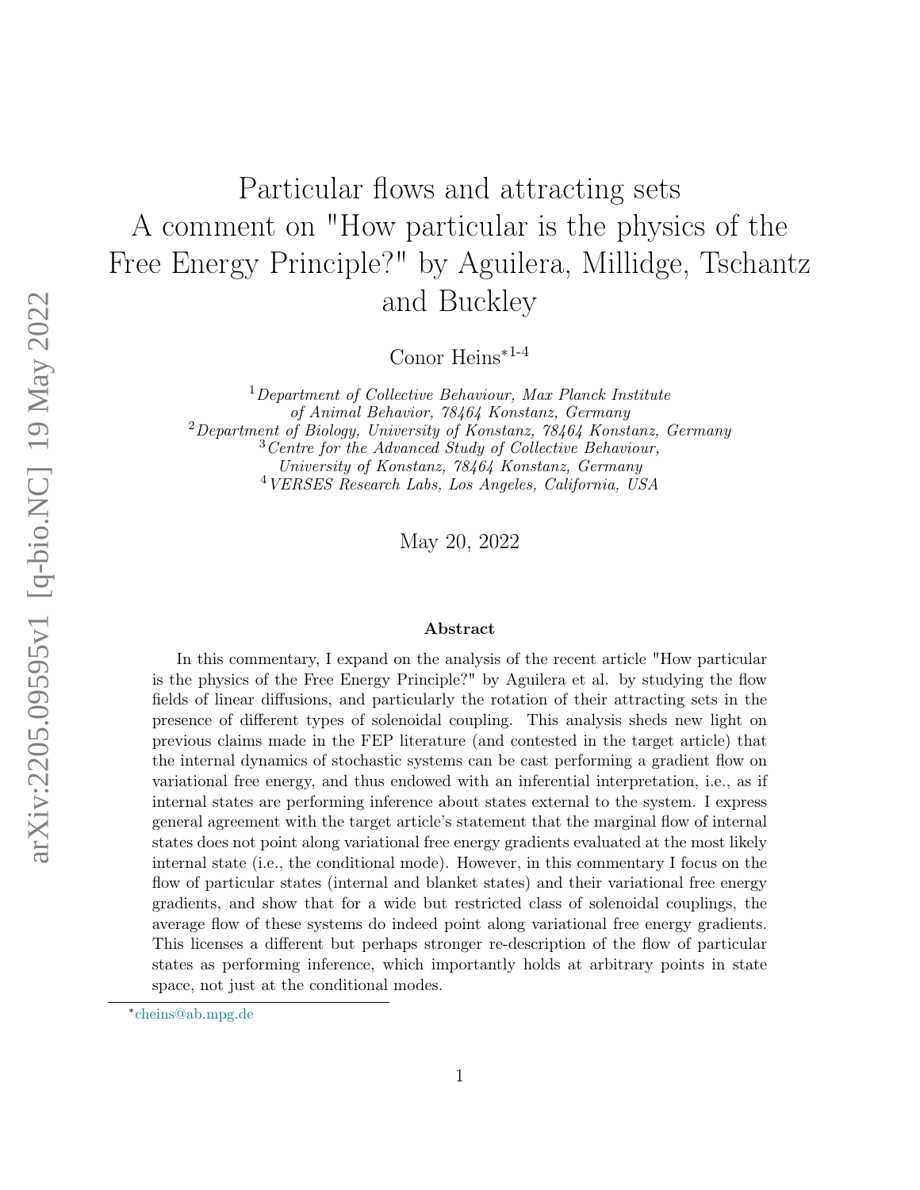# Particular flows and attracting sets
# A comment on "How particular is the physics of the Free Energy Principle?" by Aguilera, Millidge, Tschantz and Buckley

Conor Heins*[1-4]

[1] *Department of Collective Behaviour, Max Planck Institute of Animal Behavior, 78464 Konstanz, Germany*
[2] *Department of Biology, University of Konstanz, 78464 Konstanz, Germany*
[3] *Centre for the Advanced Study of Collective Behaviour, University of Konstanz, 78464 Konstanz, Germany*
[4] *VERSES Research Labs, Los Angeles, California, USA*

May 20, 2022

### Abstract

In this commentary, I expand on the analysis of the recent article "How particular is the physics of the Free Energy Principle?" by Aguilera et al. by studying the flow fields of linear diffusions, and particularly the rotation of their attracting sets in the presence of different types of solenoidal coupling. This analysis sheds new light on previous claims made in the FEP literature (and contested in the target article) that the internal dynamics of stochastic systems can be cast performing a gradient flow on variational free energy, and thus endowed with an inferential interpretation, i.e., as if internal states are performing inference about states external to the system. I express general agreement with the target article's statement that the marginal flow of internal states does not point along variational free energy gradients evaluated at the most likely internal state (i.e., the conditional mode). However, in this commentary I focus on the flow of particular states (internal and blanket states) and their variational free energy gradients, and show that for a wide but restricted class of solenoidal couplings, the average flow of these systems do indeed point along variational free energy gradients. This licenses a different but perhaps stronger re-description of the flow of particular states as performing inference, which importantly holds at arbitrary points in state space, not just at the conditional modes.

*cheins@ab.mpg.de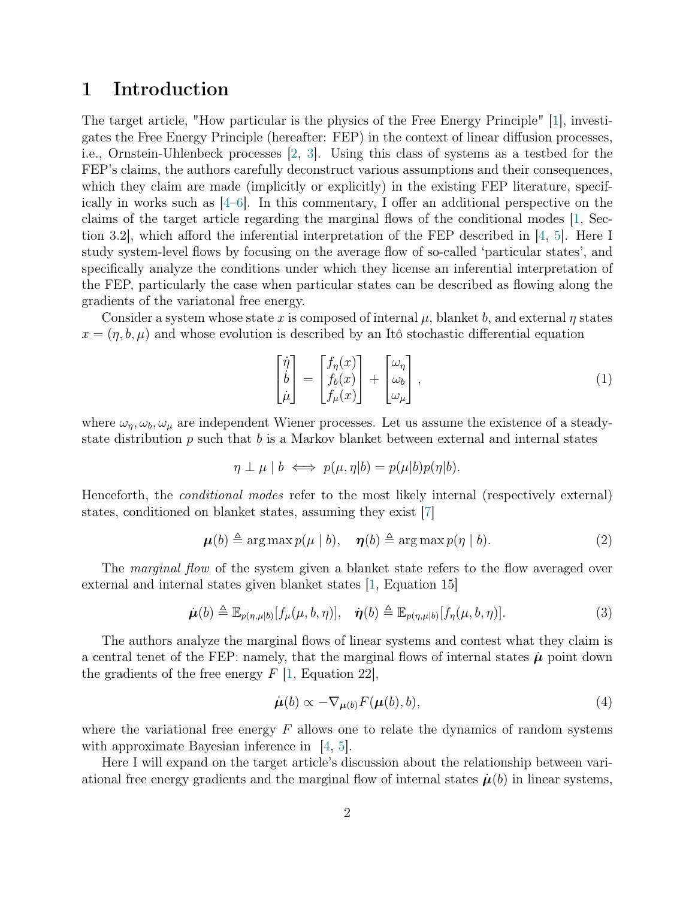# 1 Introduction

The target article, "How particular is the physics of the Free Energy Principle" [1], investigates the Free Energy Principle (hereafter: FEP) in the context of linear diffusion processes, i.e., Ornstein-Uhlenbeck processes [2, 3]. Using this class of systems as a testbed for the FEP's claims, the authors carefully deconstruct various assumptions and their consequences, which they claim are made (implicitly or explicitly) in the existing FEP literature, specifically in works such as [4–6]. In this commentary, I offer an additional perspective on the claims of the target article regarding the marginal flows of the conditional modes [1, Section 3.2], which afford the inferential interpretation of the FEP described in [4, 5]. Here I study system-level flows by focusing on the average flow of so-called 'particular states', and specifically analyze the conditions under which they license an inferential interpretation of the FEP, particularly the case when particular states can be described as flowing along the gradients of the variatonal free energy.

Consider a system whose state $x$ is composed of internal $\mu$, blanket $b$, and external $\eta$ states $x = (\eta, b, \mu)$ and whose evolution is described by an Itô stochastic differential equation

$$\begin{bmatrix} \dot{\eta} \\ \dot{b} \\ \dot{\mu} \end{bmatrix} = \begin{bmatrix} f_\eta(x) \\ f_b(x) \\ f_\mu(x) \end{bmatrix} + \begin{bmatrix} \omega_\eta \\ \omega_b \\ \omega_\mu \end{bmatrix}, \tag{1}$$

where $\omega_\eta, \omega_b, \omega_\mu$ are independent Wiener processes. Let us assume the existence of a steady-state distribution $p$ such that $b$ is a Markov blanket between external and internal states

$$\eta \perp \mu \mid b \iff p(\mu, \eta|b) = p(\mu|b)p(\eta|b).$$

Henceforth, the *conditional modes* refer to the most likely internal (respectively external) states, conditioned on blanket states, assuming they exist [7]

$$\boldsymbol{\mu}(b) \triangleq \arg\max p(\mu \mid b), \quad \boldsymbol{\eta}(b) \triangleq \arg\max p(\eta \mid b). \tag{2}$$

The *marginal flow* of the system given a blanket state refers to the flow averaged over external and internal states given blanket states [1, Equation 15]

$$\dot{\boldsymbol{\mu}}(b) \triangleq \mathbb{E}_{p(\eta,\mu|b)}[f_\mu(\mu, b, \eta)], \quad \dot{\boldsymbol{\eta}}(b) \triangleq \mathbb{E}_{p(\eta,\mu|b)}[f_\eta(\mu, b, \eta)]. \tag{3}$$

The authors analyze the marginal flows of linear systems and contest what they claim is a central tenet of the FEP: namely, that the marginal flows of internal states $\dot{\boldsymbol{\mu}}$ point down the gradients of the free energy $F$ [1, Equation 22],

$$\dot{\boldsymbol{\mu}}(b) \propto -\nabla_{\boldsymbol{\mu}(b)} F(\boldsymbol{\mu}(b), b), \tag{4}$$

where the variational free energy $F$ allows one to relate the dynamics of random systems with approximate Bayesian inference in [4, 5].

Here I will expand on the target article's discussion about the relationship between variational free energy gradients and the marginal flow of internal states $\dot{\boldsymbol{\mu}}(b)$ in linear systems,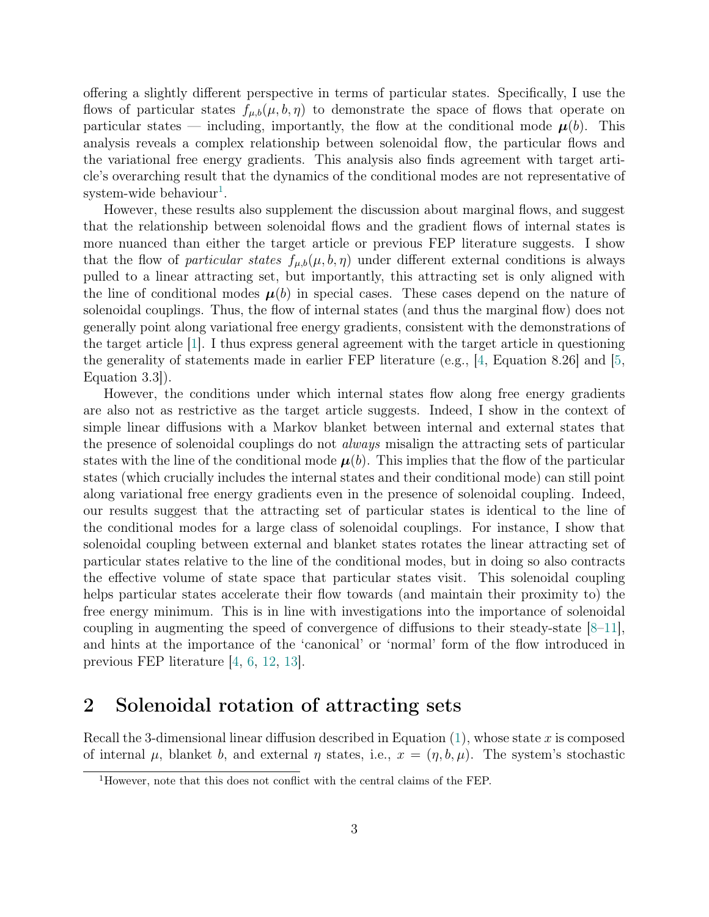offering a slightly different perspective in terms of particular states. Specifically, I use the flows of particular states $f_{\mu,b}(\mu, b, \eta)$ to demonstrate the space of flows that operate on particular states — including, importantly, the flow at the conditional mode $\boldsymbol{\mu}(b)$. This analysis reveals a complex relationship between solenoidal flow, the particular flows and the variational free energy gradients. This analysis also finds agreement with target article's overarching result that the dynamics of the conditional modes are not representative of system-wide behaviour[1].

However, these results also supplement the discussion about marginal flows, and suggest that the relationship between solenoidal flows and the gradient flows of internal states is more nuanced than either the target article or previous FEP literature suggests. I show that the flow of *particular states* $f_{\mu,b}(\mu, b, \eta)$ under different external conditions is always pulled to a linear attracting set, but importantly, this attracting set is only aligned with the line of conditional modes $\boldsymbol{\mu}(b)$ in special cases. These cases depend on the nature of solenoidal couplings. Thus, the flow of internal states (and thus the marginal flow) does not generally point along variational free energy gradients, consistent with the demonstrations of the target article [1]. I thus express general agreement with the target article in questioning the generality of statements made in earlier FEP literature (e.g., [4, Equation 8.26] and [5, Equation 3.3]).

However, the conditions under which internal states flow along free energy gradients are also not as restrictive as the target article suggests. Indeed, I show in the context of simple linear diffusions with a Markov blanket between internal and external states that the presence of solenoidal couplings do not *always* misalign the attracting sets of particular states with the line of the conditional mode $\boldsymbol{\mu}(b)$. This implies that the flow of the particular states (which crucially includes the internal states and their conditional mode) can still point along variational free energy gradients even in the presence of solenoidal coupling. Indeed, our results suggest that the attracting set of particular states is identical to the line of the conditional modes for a large class of solenoidal couplings. For instance, I show that solenoidal coupling between external and blanket states rotates the linear attracting set of particular states relative to the line of the conditional modes, but in doing so also contracts the effective volume of state space that particular states visit. This solenoidal coupling helps particular states accelerate their flow towards (and maintain their proximity to) the free energy minimum. This is in line with investigations into the importance of solenoidal coupling in augmenting the speed of convergence of diffusions to their steady-state [8–11], and hints at the importance of the 'canonical' or 'normal' form of the flow introduced in previous FEP literature [4, 6, 12, 13].

## 2 Solenoidal rotation of attracting sets

Recall the 3-dimensional linear diffusion described in Equation (1), whose state $x$ is composed of internal $\mu$, blanket $b$, and external $\eta$ states, i.e., $x = (\eta, b, \mu)$. The system's stochastic

[1] However, note that this does not conflict with the central claims of the FEP.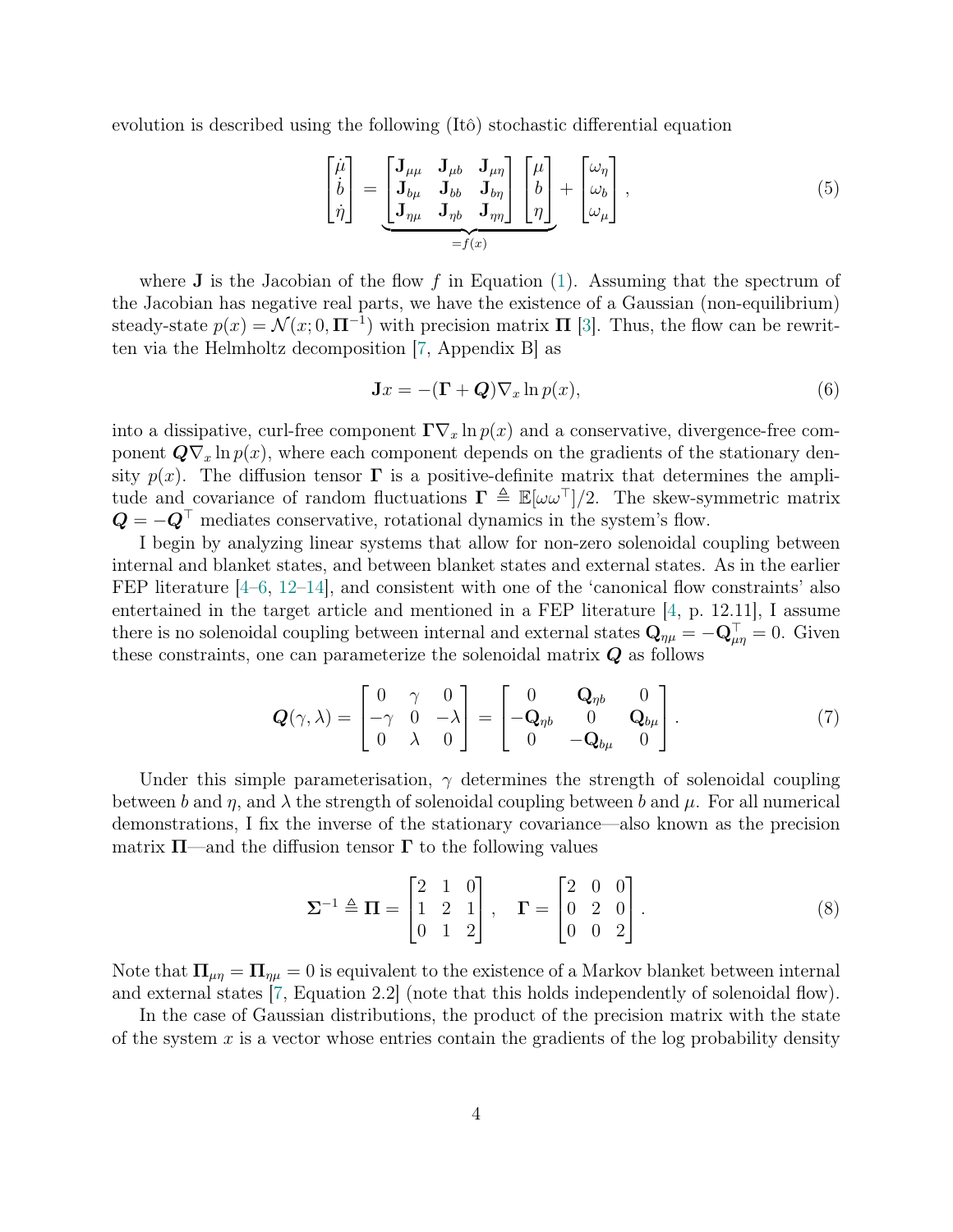evolution is described using the following (Itô) stochastic differential equation

$$
\begin{bmatrix} \dot{\mu} \\ \dot{b} \\ \dot{\eta} \end{bmatrix} = \underbrace{\begin{bmatrix} \mathbf{J}_{\mu\mu} & \mathbf{J}_{\mu b} & \mathbf{J}_{\mu\eta} \\ \mathbf{J}_{b\mu} & \mathbf{J}_{bb} & \mathbf{J}_{b\eta} \\ \mathbf{J}_{\eta\mu} & \mathbf{J}_{\eta b} & \mathbf{J}_{\eta\eta} \end{bmatrix} \begin{bmatrix} \mu \\ b \\ \eta \end{bmatrix}}_{=f(x)} + \begin{bmatrix} \omega_{\eta} \\ \omega_{b} \\ \omega_{\mu} \end{bmatrix}, \tag{5}
$$

where $\mathbf{J}$ is the Jacobian of the flow $f$ in Equation (1). Assuming that the spectrum of the Jacobian has negative real parts, we have the existence of a Gaussian (non-equilibrium) steady-state $p(x) = \mathcal{N}(x; 0, \mathbf{\Pi}^{-1})$ with precision matrix $\mathbf{\Pi}$ [3]. Thus, the flow can be rewritten via the Helmholtz decomposition [7, Appendix B] as

$$
\mathbf{J}x = -(\mathbf{\Gamma} + \boldsymbol{Q})\nabla_x \ln p(x), \tag{6}
$$

into a dissipative, curl-free component $\mathbf{\Gamma}\nabla_x \ln p(x)$ and a conservative, divergence-free component $\boldsymbol{Q}\nabla_x \ln p(x)$, where each component depends on the gradients of the stationary density $p(x)$. The diffusion tensor $\mathbf{\Gamma}$ is a positive-definite matrix that determines the amplitude and covariance of random fluctuations $\mathbf{\Gamma} \triangleq \mathbb{E}[\omega\omega^{\top}]/2$. The skew-symmetric matrix $\boldsymbol{Q} = -\boldsymbol{Q}^{\top}$ mediates conservative, rotational dynamics in the system's flow.

I begin by analyzing linear systems that allow for non-zero solenoidal coupling between internal and blanket states, and between blanket states and external states. As in the earlier FEP literature [4–6, 12–14], and consistent with one of the 'canonical flow constraints' also entertained in the target article and mentioned in a FEP literature [4, p. 12.11], I assume there is no solenoidal coupling between internal and external states $\mathbf{Q}_{\eta\mu} = -\mathbf{Q}_{\mu\eta}^{\top} = 0$. Given these constraints, one can parameterize the solenoidal matrix $\boldsymbol{Q}$ as follows

$$
\boldsymbol{Q}(\gamma, \lambda) = \begin{bmatrix} 0 & \gamma & 0 \\ -\gamma & 0 & -\lambda \\ 0 & \lambda & 0 \end{bmatrix} = \begin{bmatrix} 0 & \mathbf{Q}_{\eta b} & 0 \\ -\mathbf{Q}_{\eta b} & 0 & \mathbf{Q}_{b\mu} \\ 0 & -\mathbf{Q}_{b\mu} & 0 \end{bmatrix}. \tag{7}
$$

Under this simple parameterisation, $\gamma$ determines the strength of solenoidal coupling between $b$ and $\eta$, and $\lambda$ the strength of solenoidal coupling between $b$ and $\mu$. For all numerical demonstrations, I fix the inverse of the stationary covariance—also known as the precision matrix $\mathbf{\Pi}$—and the diffusion tensor $\mathbf{\Gamma}$ to the following values

$$
\mathbf{\Sigma}^{-1} \triangleq \mathbf{\Pi} = \begin{bmatrix} 2 & 1 & 0 \\ 1 & 2 & 1 \\ 0 & 1 & 2 \end{bmatrix}, \quad \mathbf{\Gamma} = \begin{bmatrix} 2 & 0 & 0 \\ 0 & 2 & 0 \\ 0 & 0 & 2 \end{bmatrix}. \tag{8}
$$

Note that $\mathbf{\Pi}_{\mu\eta} = \mathbf{\Pi}_{\eta\mu} = 0$ is equivalent to the existence of a Markov blanket between internal and external states [7, Equation 2.2] (note that this holds independently of solenoidal flow).

In the case of Gaussian distributions, the product of the precision matrix with the state of the system $x$ is a vector whose entries contain the gradients of the log probability density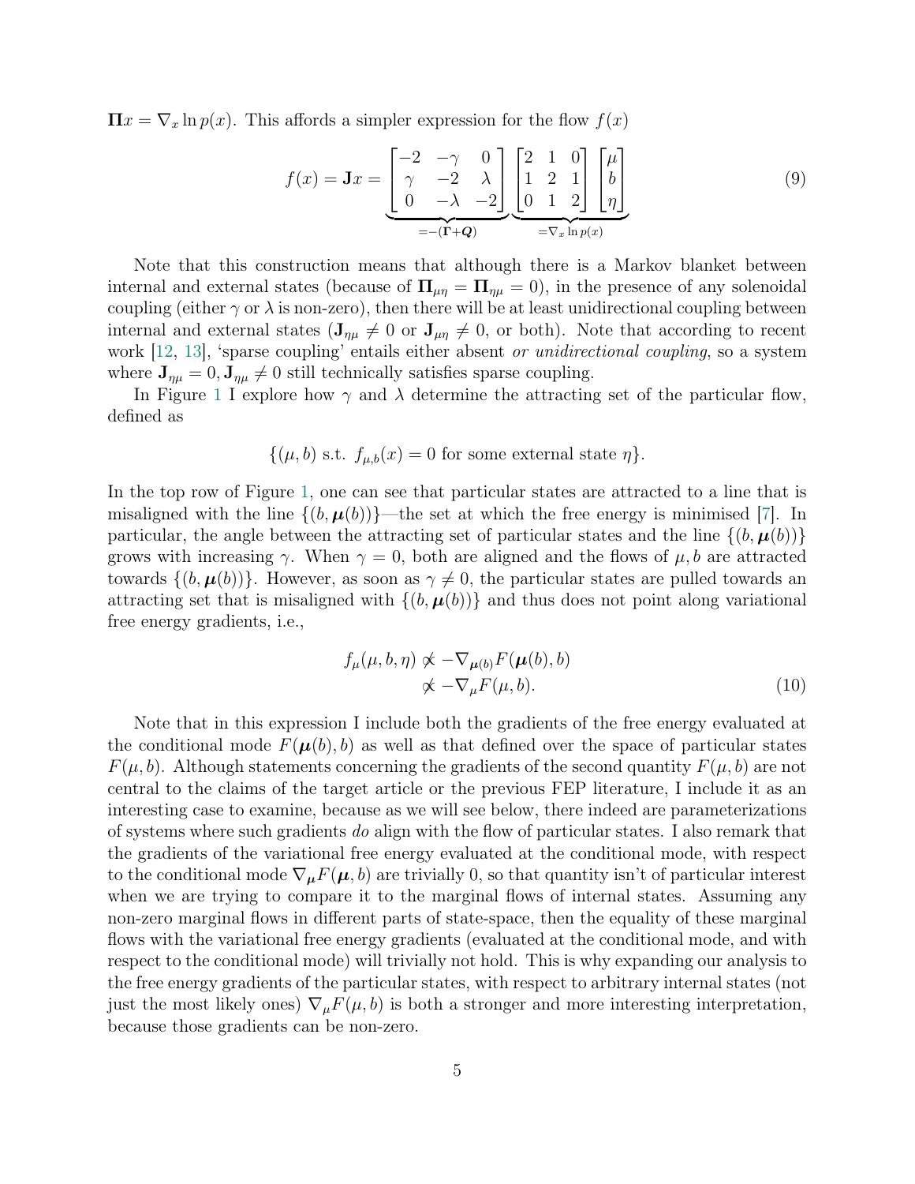$\mathbf{\Pi}x = \nabla_x \ln p(x)$. This affords a simpler expression for the flow $f(x)$

$$f(x) = \mathbf{J}x = \underbrace{\begin{bmatrix} -2 & -\gamma & 0 \\ \gamma & -2 & \lambda \\ 0 & -\lambda & -2 \end{bmatrix}}_{=-(\mathbf{\Gamma}+\boldsymbol{Q})} \underbrace{\begin{bmatrix} 2 & 1 & 0 \\ 1 & 2 & 1 \\ 0 & 1 & 2 \end{bmatrix} \begin{bmatrix} \mu \\ b \\ \eta \end{bmatrix}}_{=\nabla_x \ln p(x)} \tag{9}$$

Note that this construction means that although there is a Markov blanket between internal and external states (because of $\mathbf{\Pi}_{\mu\eta} = \mathbf{\Pi}_{\eta\mu} = 0$), in the presence of any solenoidal coupling (either $\gamma$ or $\lambda$ is non-zero), then there will be at least unidirectional coupling between internal and external states ($\mathbf{J}_{\eta\mu} \neq 0$ or $\mathbf{J}_{\mu\eta} \neq 0$, or both). Note that according to recent work [12, 13], 'sparse coupling' entails either absent *or unidirectional coupling*, so a system where $\mathbf{J}_{\eta\mu} = 0, \mathbf{J}_{\eta\mu} \neq 0$ still technically satisfies sparse coupling.

In Figure 1 I explore how $\gamma$ and $\lambda$ determine the attracting set of the particular flow, defined as

$$\{(\mu, b) \text{ s.t. } f_{\mu,b}(x) = 0 \text{ for some external state } \eta\}.$$

In the top row of Figure 1, one can see that particular states are attracted to a line that is misaligned with the line $\{(b, \boldsymbol{\mu}(b))\}$—the set at which the free energy is minimised [7]. In particular, the angle between the attracting set of particular states and the line $\{(b, \boldsymbol{\mu}(b))\}$ grows with increasing $\gamma$. When $\gamma = 0$, both are aligned and the flows of $\mu, b$ are attracted towards $\{(b, \boldsymbol{\mu}(b))\}$. However, as soon as $\gamma \neq 0$, the particular states are pulled towards an attracting set that is misaligned with $\{(b, \boldsymbol{\mu}(b))\}$ and thus does not point along variational free energy gradients, i.e.,

$$\begin{aligned} f_\mu(\mu, b, \eta) &\not\propto -\nabla_{\boldsymbol{\mu}(b)} F(\boldsymbol{\mu}(b), b) \\ &\not\propto -\nabla_\mu F(\mu, b). \end{aligned} \tag{10}$$

Note that in this expression I include both the gradients of the free energy evaluated at the conditional mode $F(\boldsymbol{\mu}(b), b)$ as well as that defined over the space of particular states $F(\mu, b)$. Although statements concerning the gradients of the second quantity $F(\mu, b)$ are not central to the claims of the target article or the previous FEP literature, I include it as an interesting case to examine, because as we will see below, there indeed are parameterizations of systems where such gradients *do* align with the flow of particular states. I also remark that the gradients of the variational free energy evaluated at the conditional mode, with respect to the conditional mode $\nabla_{\boldsymbol{\mu}} F(\boldsymbol{\mu}, b)$ are trivially 0, so that quantity isn't of particular interest when we are trying to compare it to the marginal flows of internal states. Assuming any non-zero marginal flows in different parts of state-space, then the equality of these marginal flows with the variational free energy gradients (evaluated at the conditional mode, and with respect to the conditional mode) will trivially not hold. This is why expanding our analysis to the free energy gradients of the particular states, with respect to arbitrary internal states (not just the most likely ones) $\nabla_\mu F(\mu, b)$ is both a stronger and more interesting interpretation, because those gradients can be non-zero.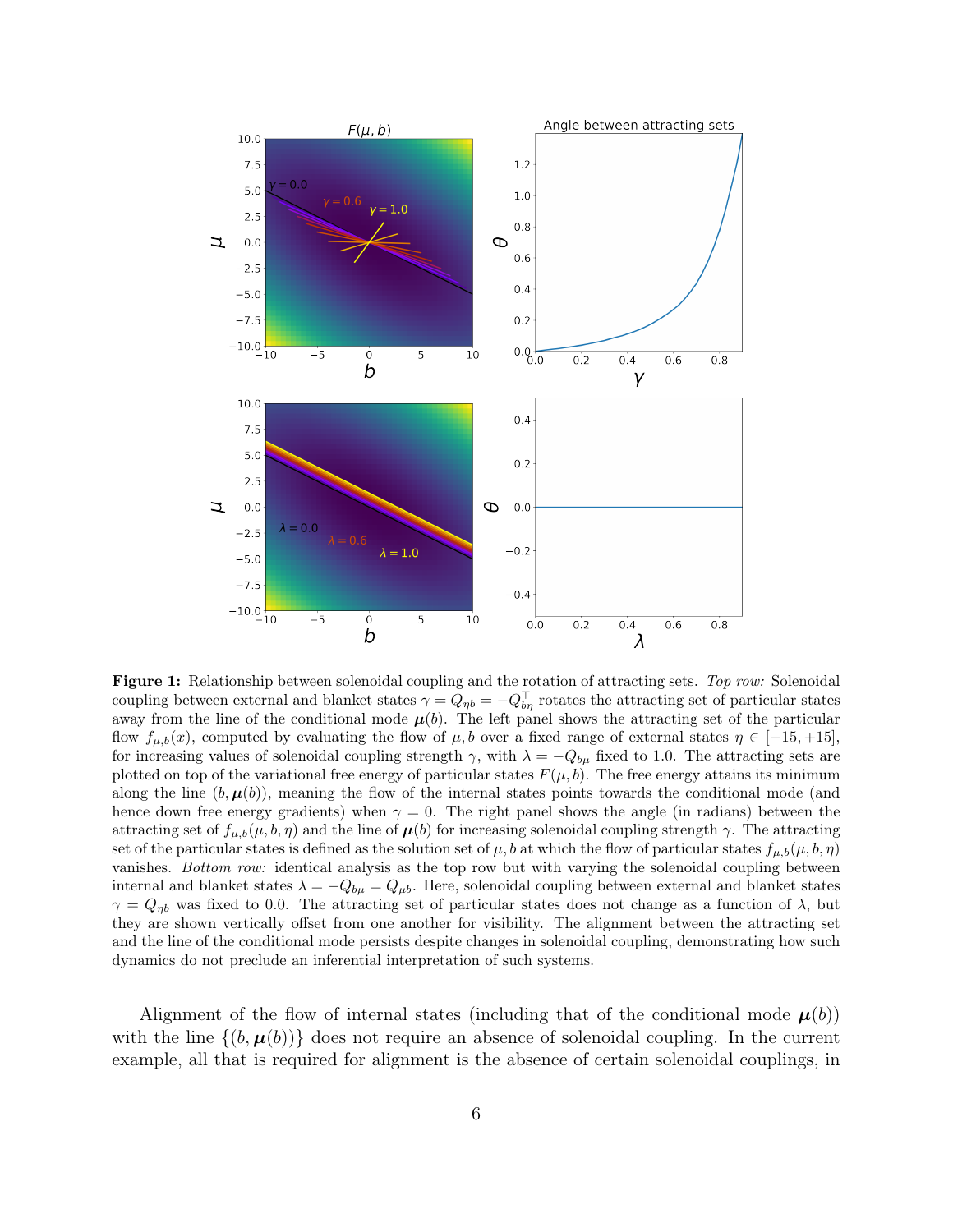**Figure 1:** Relationship between solenoidal coupling and the rotation of attracting sets. *Top row:* Solenoidal coupling between external and blanket states $\gamma = Q_{\eta b} = -Q_{b\eta}^{\top}$ rotates the attracting set of particular states away from the line of the conditional mode $\boldsymbol{\mu}(b)$. The left panel shows the attracting set of the particular flow $f_{\mu,b}(x)$, computed by evaluating the flow of $\mu, b$ over a fixed range of external states $\eta \in [-15, +15]$, for increasing values of solenoidal coupling strength $\gamma$, with $\lambda = -Q_{b\mu}$ fixed to 1.0. The attracting sets are plotted on top of the variational free energy of particular states $F(\mu, b)$. The free energy attains its minimum along the line $(b, \boldsymbol{\mu}(b))$, meaning the flow of the internal states points towards the conditional mode (and hence down free energy gradients) when $\gamma = 0$. The right panel shows the angle (in radians) between the attracting set of $f_{\mu,b}(\mu, b, \eta)$ and the line of $\boldsymbol{\mu}(b)$ for increasing solenoidal coupling strength $\gamma$. The attracting set of the particular states is defined as the solution set of $\mu, b$ at which the flow of particular states $f_{\mu,b}(\mu, b, \eta)$ vanishes. *Bottom row:* identical analysis as the top row but with varying the solenoidal coupling between internal and blanket states $\lambda = -Q_{b\mu} = Q_{\mu b}$. Here, solenoidal coupling between external and blanket states $\gamma = Q_{\eta b}$ was fixed to 0.0. The attracting set of particular states does not change as a function of $\lambda$, but they are shown vertically offset from one another for visibility. The alignment between the attracting set and the line of the conditional mode persists despite changes in solenoidal coupling, demonstrating how such dynamics do not preclude an inferential interpretation of such systems.

Alignment of the flow of internal states (including that of the conditional mode $\boldsymbol{\mu}(b)$) with the line $\{(b, \boldsymbol{\mu}(b))\}$ does not require an absence of solenoidal coupling. In the current example, all that is required for alignment is the absence of certain solenoidal couplings, in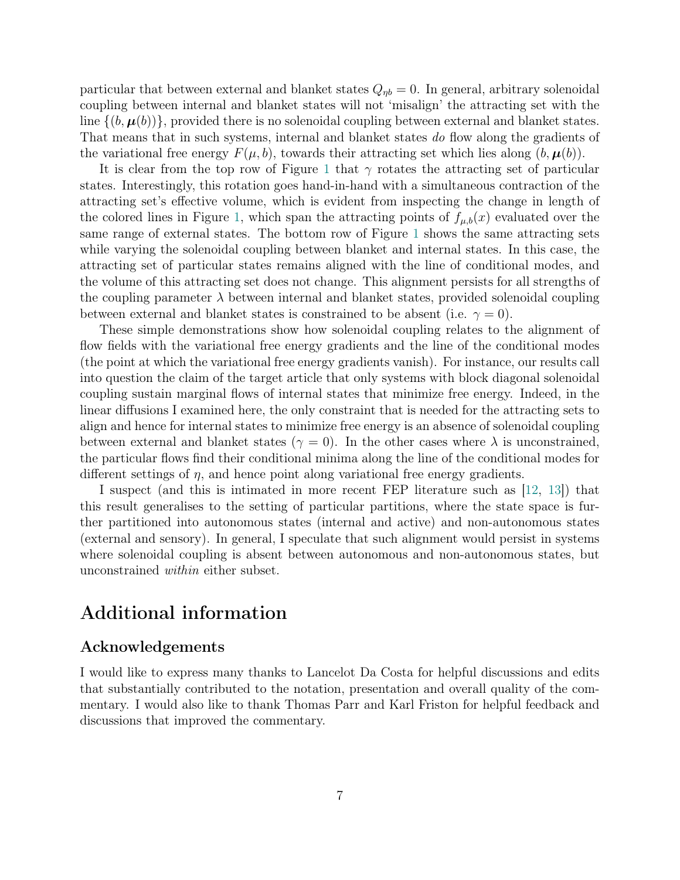particular that between external and blanket states $Q_{\eta b} = 0$. In general, arbitrary solenoidal coupling between internal and blanket states will not 'misalign' the attracting set with the line $\{(b, \boldsymbol{\mu}(b))\}$, provided there is no solenoidal coupling between external and blanket states. That means that in such systems, internal and blanket states *do* flow along the gradients of the variational free energy $F(\mu, b)$, towards their attracting set which lies along $(b, \boldsymbol{\mu}(b))$.

It is clear from the top row of Figure 1 that $\gamma$ rotates the attracting set of particular states. Interestingly, this rotation goes hand-in-hand with a simultaneous contraction of the attracting set's effective volume, which is evident from inspecting the change in length of the colored lines in Figure 1, which span the attracting points of $f_{\mu,b}(x)$ evaluated over the same range of external states. The bottom row of Figure 1 shows the same attracting sets while varying the solenoidal coupling between blanket and internal states. In this case, the attracting set of particular states remains aligned with the line of conditional modes, and the volume of this attracting set does not change. This alignment persists for all strengths of the coupling parameter $\lambda$ between internal and blanket states, provided solenoidal coupling between external and blanket states is constrained to be absent (i.e. $\gamma = 0$).

These simple demonstrations show how solenoidal coupling relates to the alignment of flow fields with the variational free energy gradients and the line of the conditional modes (the point at which the variational free energy gradients vanish). For instance, our results call into question the claim of the target article that only systems with block diagonal solenoidal coupling sustain marginal flows of internal states that minimize free energy. Indeed, in the linear diffusions I examined here, the only constraint that is needed for the attracting sets to align and hence for internal states to minimize free energy is an absence of solenoidal coupling between external and blanket states ($\gamma = 0$). In the other cases where $\lambda$ is unconstrained, the particular flows find their conditional minima along the line of the conditional modes for different settings of $\eta$, and hence point along variational free energy gradients.

I suspect (and this is intimated in more recent FEP literature such as [12, 13]) that this result generalises to the setting of particular partitions, where the state space is further partitioned into autonomous states (internal and active) and non-autonomous states (external and sensory). In general, I speculate that such alignment would persist in systems where solenoidal coupling is absent between autonomous and non-autonomous states, but unconstrained *within* either subset.

# Additional information

## Acknowledgements

I would like to express many thanks to Lancelot Da Costa for helpful discussions and edits that substantially contributed to the notation, presentation and overall quality of the commentary. I would also like to thank Thomas Parr and Karl Friston for helpful feedback and discussions that improved the commentary.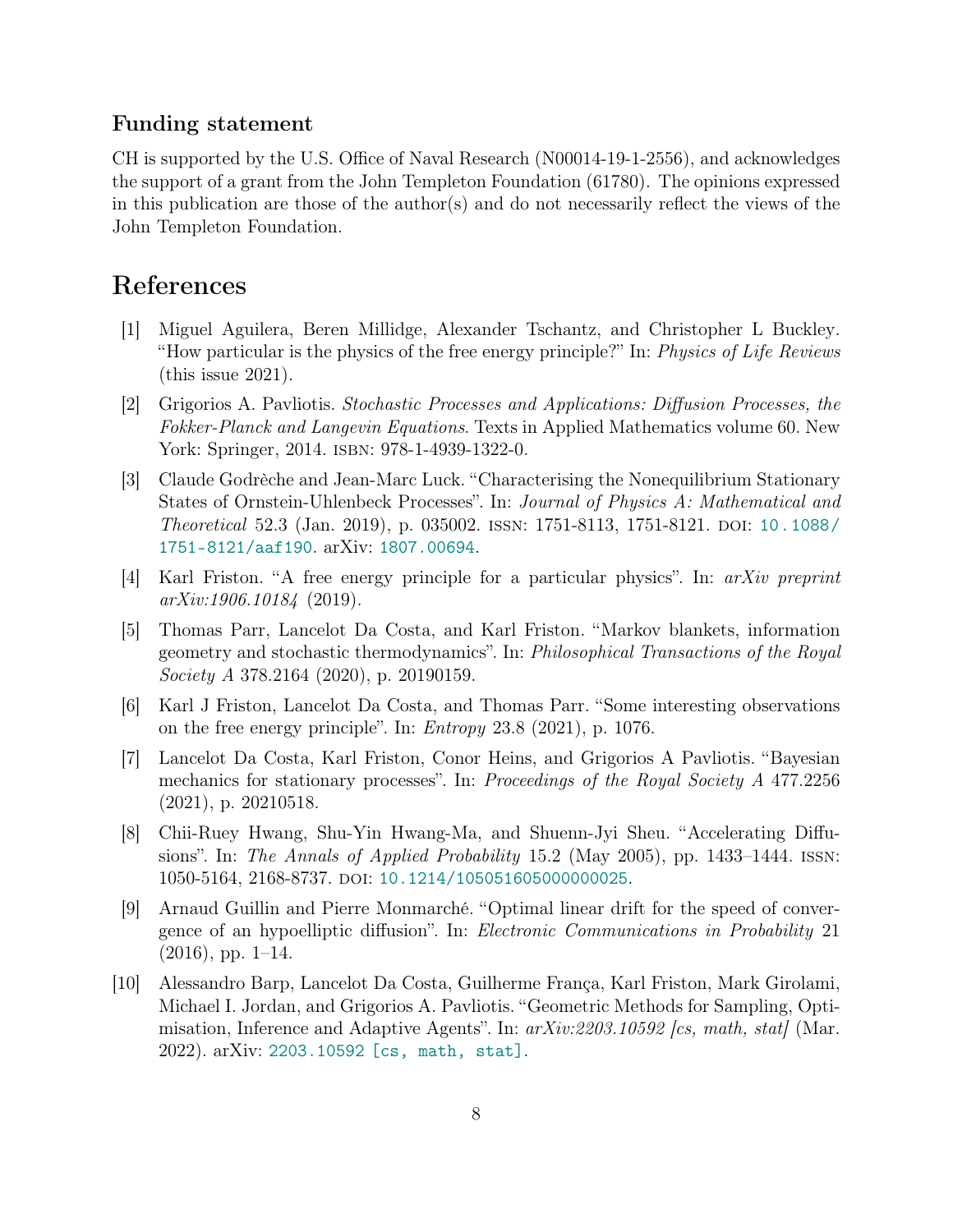### Funding statement

CH is supported by the U.S. Office of Naval Research (N00014-19-1-2556), and acknowledges the support of a grant from the John Templeton Foundation (61780). The opinions expressed in this publication are those of the author(s) and do not necessarily reflect the views of the John Templeton Foundation.

## References

[1] Miguel Aguilera, Beren Millidge, Alexander Tschantz, and Christopher L Buckley. "How particular is the physics of the free energy principle?" In: *Physics of Life Reviews* (this issue 2021).

[2] Grigorios A. Pavliotis. *Stochastic Processes and Applications: Diffusion Processes, the Fokker-Planck and Langevin Equations*. Texts in Applied Mathematics volume 60. New York: Springer, 2014. ISBN: 978-1-4939-1322-0.

[3] Claude Godrèche and Jean-Marc Luck. "Characterising the Nonequilibrium Stationary States of Ornstein-Uhlenbeck Processes". In: *Journal of Physics A: Mathematical and Theoretical* 52.3 (Jan. 2019), p. 035002. ISSN: 1751-8113, 1751-8121. DOI: 10.1088/1751-8121/aaf190. arXiv: 1807.00694.

[4] Karl Friston. "A free energy principle for a particular physics". In: *arXiv preprint arXiv:1906.10184* (2019).

[5] Thomas Parr, Lancelot Da Costa, and Karl Friston. "Markov blankets, information geometry and stochastic thermodynamics". In: *Philosophical Transactions of the Royal Society A* 378.2164 (2020), p. 20190159.

[6] Karl J Friston, Lancelot Da Costa, and Thomas Parr. "Some interesting observations on the free energy principle". In: *Entropy* 23.8 (2021), p. 1076.

[7] Lancelot Da Costa, Karl Friston, Conor Heins, and Grigorios A Pavliotis. "Bayesian mechanics for stationary processes". In: *Proceedings of the Royal Society A* 477.2256 (2021), p. 20210518.

[8] Chii-Ruey Hwang, Shu-Yin Hwang-Ma, and Shuenn-Jyi Sheu. "Accelerating Diffusions". In: *The Annals of Applied Probability* 15.2 (May 2005), pp. 1433–1444. ISSN: 1050-5164, 2168-8737. DOI: 10.1214/105051605000000025.

[9] Arnaud Guillin and Pierre Monmarché. "Optimal linear drift for the speed of convergence of an hypoelliptic diffusion". In: *Electronic Communications in Probability* 21 (2016), pp. 1–14.

[10] Alessandro Barp, Lancelot Da Costa, Guilherme França, Karl Friston, Mark Girolami, Michael I. Jordan, and Grigorios A. Pavliotis. "Geometric Methods for Sampling, Optimisation, Inference and Adaptive Agents". In: *arXiv:2203.10592 [cs, math, stat]* (Mar. 2022). arXiv: 2203.10592 [cs, math, stat].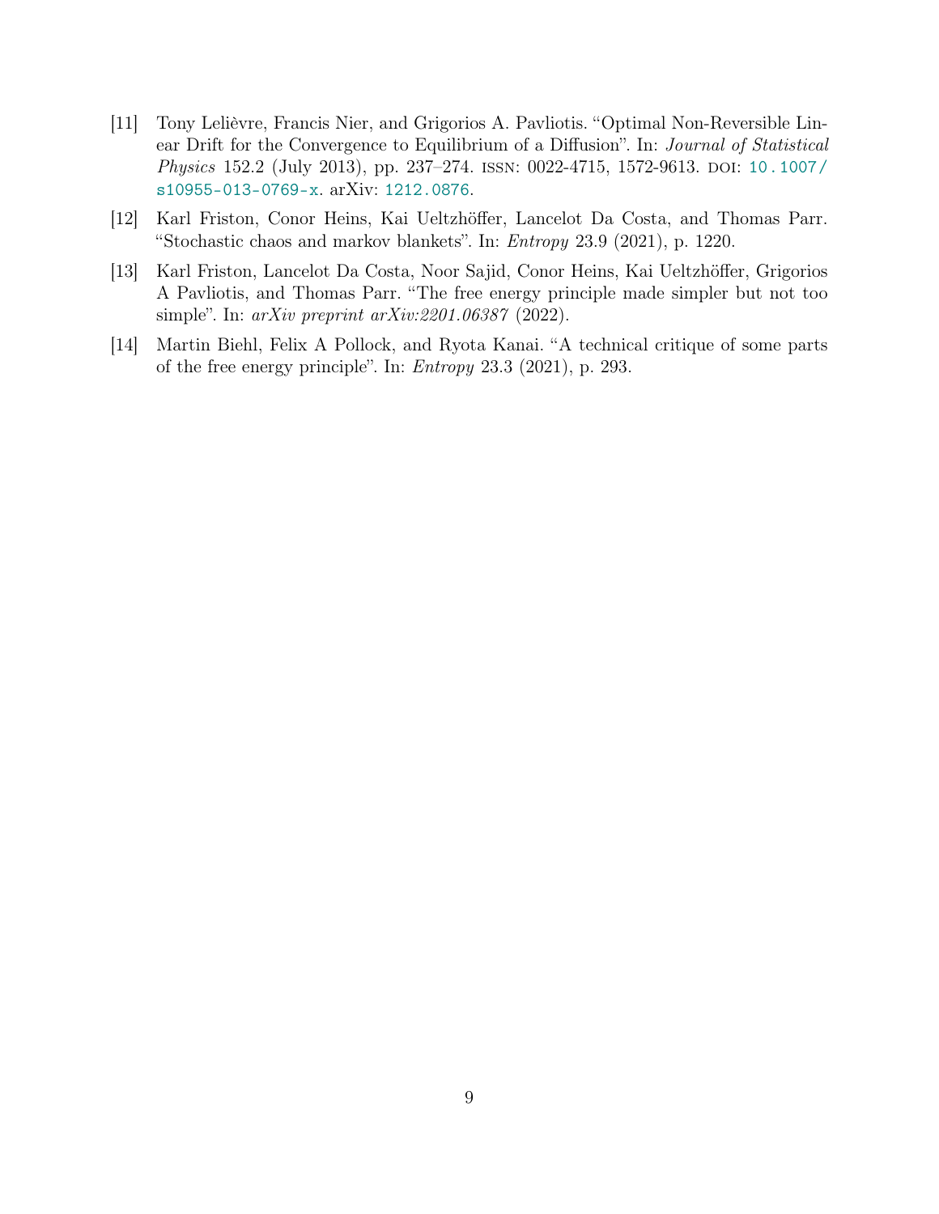[11] Tony Lelièvre, Francis Nier, and Grigorios A. Pavliotis. "Optimal Non-Reversible Linear Drift for the Convergence to Equilibrium of a Diffusion". In: *Journal of Statistical Physics* 152.2 (July 2013), pp. 237–274. ISSN: 0022-4715, 1572-9613. DOI: 10.1007/s10955-013-0769-x. arXiv: 1212.0876.

[12] Karl Friston, Conor Heins, Kai Ueltzhöffer, Lancelot Da Costa, and Thomas Parr. "Stochastic chaos and markov blankets". In: *Entropy* 23.9 (2021), p. 1220.

[13] Karl Friston, Lancelot Da Costa, Noor Sajid, Conor Heins, Kai Ueltzhöffer, Grigorios A Pavliotis, and Thomas Parr. "The free energy principle made simpler but not too simple". In: *arXiv preprint arXiv:2201.06387* (2022).

[14] Martin Biehl, Felix A Pollock, and Ryota Kanai. "A technical critique of some parts of the free energy principle". In: *Entropy* 23.3 (2021), p. 293.